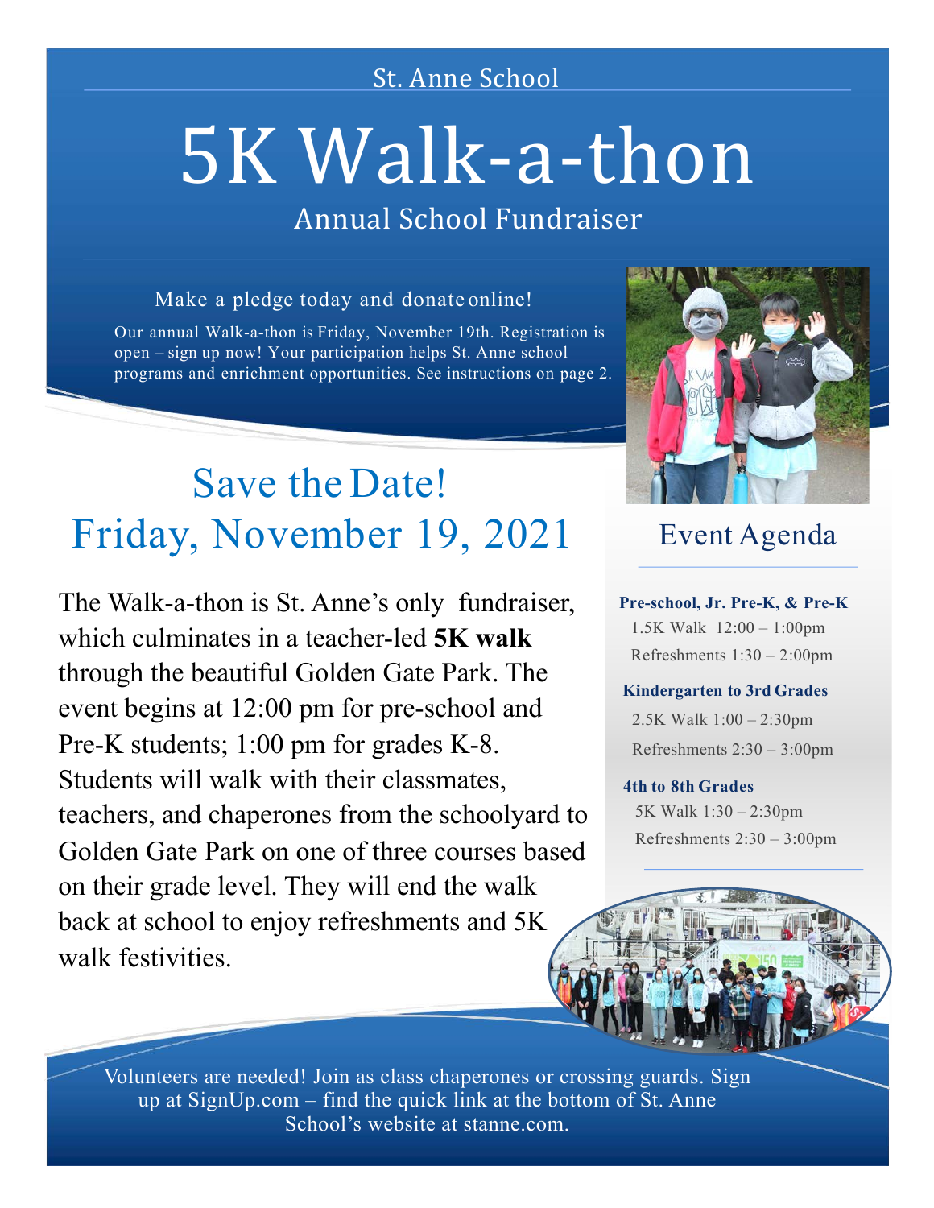St. Anne School

# 5K Walk-a-thon

## Annual School Fundraiser

Make a pledge today and donate online!

Our annual Walk-a-thon is Friday, November 19th. Registration is open – sign up now! Your participation helps St. Anne school programs and enrichment opportunities. See instructions on page 2.

## Save the Date!
## Friday, November 19, 2021

The Walk-a-thon is St. Anne's only fundraiser, which culminates in a teacher-led **5K walk** through the beautiful Golden Gate Park. The event begins at 12:00 pm for pre-school and Pre-K students; 1:00 pm for grades K-8. Students will walk with their classmates, teachers, and chaperones from the schoolyard to Golden Gate Park on one of three courses based on their grade level. They will end the walk back at school to enjoy refreshments and 5K walk festivities.

## Event Agenda

**Pre-school, Jr. Pre-K, & Pre-K**

1.5K Walk 12:00 – 1:00pm

Refreshments 1:30 – 2:00pm

**Kindergarten to 3rd Grades**

2.5K Walk 1:00 – 2:30pm

Refreshments 2:30 – 3:00pm

**4th to 8th Grades**

5K Walk 1:30 – 2:30pm

Refreshments 2:30 – 3:00pm

Volunteers are needed! Join as class chaperones or crossing guards. Sign up at SignUp.com – find the quick link at the bottom of St. Anne School's website at stanne.com.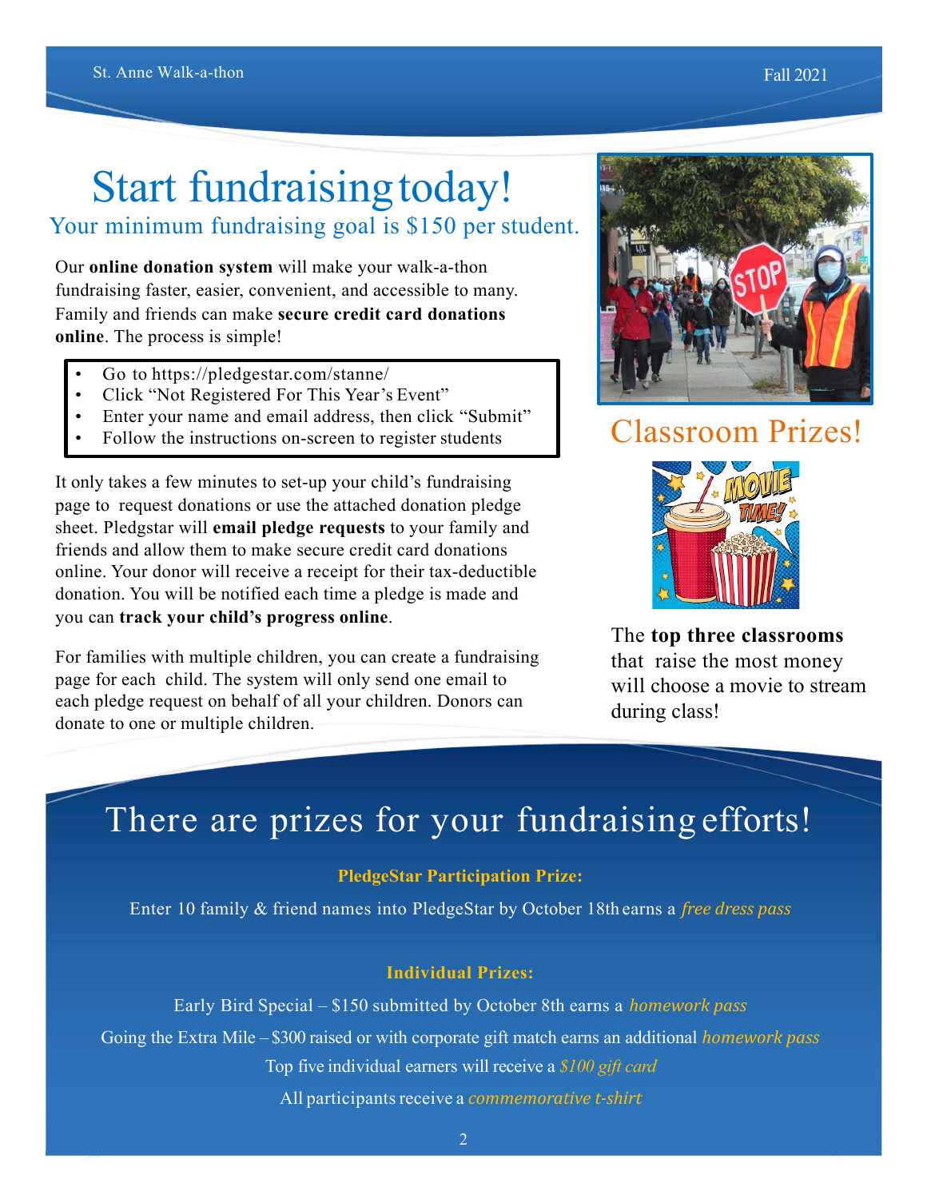# Start fundraising today!

## Your minimum fundraising goal is $150 per student.

Our **online donation system** will make your walk-a-thon fundraising faster, easier, convenient, and accessible to many. Family and friends can make **secure credit card donations online**. The process is simple!

- Go to https://pledgestar.com/stanne/
- Click "Not Registered For This Year's Event"
- Enter your name and email address, then click "Submit"
- Follow the instructions on-screen to register students

It only takes a few minutes to set-up your child's fundraising page to request donations or use the attached donation pledge sheet. Pledgstar will **email pledge requests** to your family and friends and allow them to make secure credit card donations online. Your donor will receive a receipt for their tax-deductible donation. You will be notified each time a pledge is made and you can **track your child's progress online**.

For families with multiple children, you can create a fundraising page for each child. The system will only send one email to each pledge request on behalf of all your children. Donors can donate to one or multiple children.

## Classroom Prizes!

The **top three classrooms** that raise the most money will choose a movie to stream during class!

## There are prizes for your fundraising efforts!

**PledgeStar Participation Prize:**

Enter 10 family & friend names into PledgeStar by October 18th earns a *free dress pass*

**Individual Prizes:**

Early Bird Special – $150 submitted by October 8th earns a *homework pass*

Going the Extra Mile – $300 raised or with corporate gift match earns an additional *homework pass*

Top five individual earners will receive a *$100 gift card*

All participants receive a *commemorative t-shirt*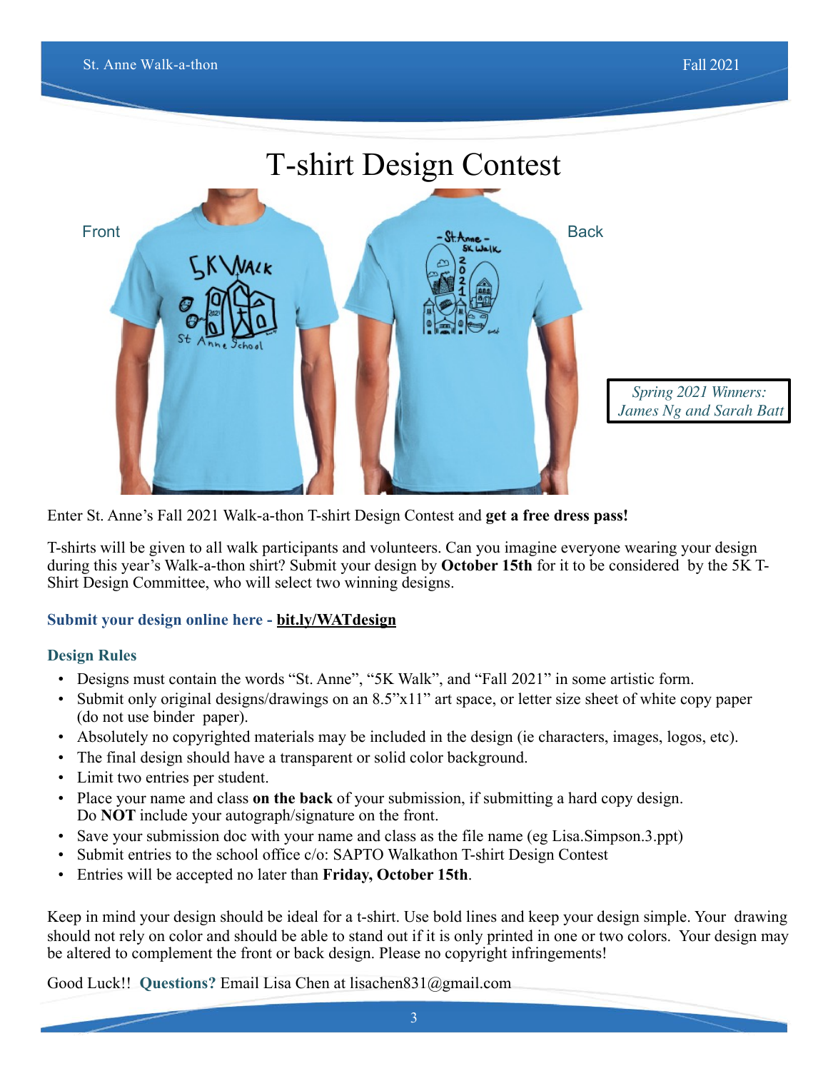# T-shirt Design Contest

Front

Back

*Spring 2021 Winners: James Ng and Sarah Batt*

Enter St. Anne's Fall 2021 Walk-a-thon T-shirt Design Contest and **get a free dress pass!**

T-shirts will be given to all walk participants and volunteers. Can you imagine everyone wearing your design during this year's Walk-a-thon shirt? Submit your design by **October 15th** for it to be considered by the 5K T-Shirt Design Committee, who will select two winning designs.

**Submit your design online here - bit.ly/WATdesign**

**Design Rules**

- Designs must contain the words "St. Anne", "5K Walk", and "Fall 2021" in some artistic form.
- Submit only original designs/drawings on an 8.5"x11" art space, or letter size sheet of white copy paper (do not use binder paper).
- Absolutely no copyrighted materials may be included in the design (ie characters, images, logos, etc).
- The final design should have a transparent or solid color background.
- Limit two entries per student.
- Place your name and class **on the back** of your submission, if submitting a hard copy design. Do **NOT** include your autograph/signature on the front.
- Save your submission doc with your name and class as the file name (eg Lisa.Simpson.3.ppt)
- Submit entries to the school office c/o: SAPTO Walkathon T-shirt Design Contest
- Entries will be accepted no later than **Friday, October 15th**.

Keep in mind your design should be ideal for a t-shirt. Use bold lines and keep your design simple. Your drawing should not rely on color and should be able to stand out if it is only printed in one or two colors. Your design may be altered to complement the front or back design. Please no copyright infringements!

Good Luck!! **Questions?** Email Lisa Chen at lisachen831@gmail.com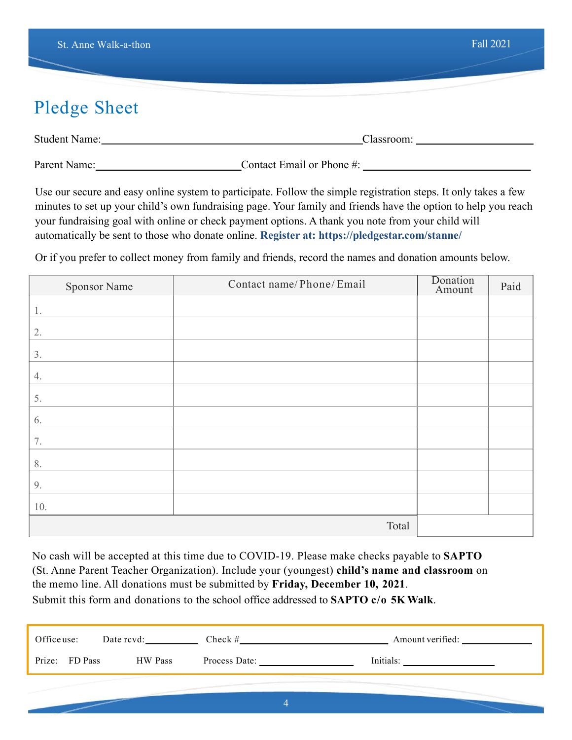# Pledge Sheet

Student Name:\_\_\_\_\_\_\_\_\_\_\_\_\_\_\_\_\_\_\_\_\_\_\_\_\_\_\_\_\_\_\_\_\_\_\_\_\_\_\_\_ Classroom: \_\_\_\_\_\_\_\_\_\_\_\_\_\_\_\_\_\_

Parent Name:\_\_\_\_\_\_\_\_\_\_\_\_\_\_\_\_\_\_\_\_\_\_ Contact Email or Phone #: \_\_\_\_\_\_\_\_\_\_\_\_\_\_\_\_\_\_\_\_\_\_\_\_\_\_

Use our secure and easy online system to participate. Follow the simple registration steps. It only takes a few minutes to set up your child's own fundraising page. Your family and friends have the option to help you reach your fundraising goal with online or check payment options. A thank you note from your child will automatically be sent to those who donate online. **Register at: https://pledgestar.com/stanne/**

Or if you prefer to collect money from family and friends, record the names and donation amounts below.

| Sponsor Name | Contact name/ Phone/ Email | Donation Amount | Paid |
|---|---|---|---|
| 1. | | | |
| 2. | | | |
| 3. | | | |
| 4. | | | |
| 5. | | | |
| 6. | | | |
| 7. | | | |
| 8. | | | |
| 9. | | | |
| 10. | | | |
| | Total | | |

No cash will be accepted at this time due to COVID-19. Please make checks payable to **SAPTO** (St. Anne Parent Teacher Organization). Include your (youngest) **child's name and classroom** on the memo line. All donations must be submitted by **Friday, December 10, 2021**.
Submit this form and donations to the school office addressed to **SAPTO c/o 5K Walk**.

Office use: Date rcvd:\_\_\_\_\_\_\_\_\_\_ Check #\_\_\_\_\_\_\_\_\_\_\_\_\_\_\_\_\_\_\_\_\_\_\_\_\_\_ Amount verified: \_\_\_\_\_\_\_\_\_\_\_\_

Prize: FD Pass HW Pass Process Date: \_\_\_\_\_\_\_\_\_\_\_\_\_\_\_\_ Initials: \_\_\_\_\_\_\_\_\_\_\_\_\_\_\_\_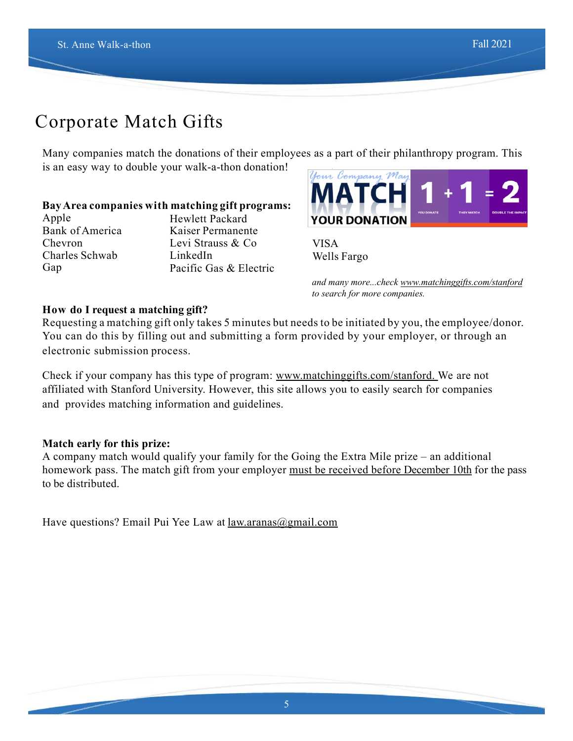# Corporate Match Gifts

Many companies match the donations of their employees as a part of their philanthropy program. This is an easy way to double your walk-a-thon donation!

**Bay Area companies with matching gift programs:**

Apple
Bank of America
Chevron
Charles Schwab
Gap
Hewlett Packard
Kaiser Permanente
Levi Strauss & Co
LinkedIn
Pacific Gas & Electric
VISA
Wells Fargo

*and many more...check www.matchinggifts.com/stanford to search for more companies.*

**How do I request a matching gift?**
Requesting a matching gift only takes 5 minutes but needs to be initiated by you, the employee/donor. You can do this by filling out and submitting a form provided by your employer, or through an electronic submission process.

Check if your company has this type of program: www.matchinggifts.com/stanford. We are not affiliated with Stanford University. However, this site allows you to easily search for companies and provides matching information and guidelines.

**Match early for this prize:**
A company match would qualify your family for the Going the Extra Mile prize – an additional homework pass. The match gift from your employer must be received before December 10th for the pass to be distributed.

Have questions? Email Pui Yee Law at law.aranas@gmail.com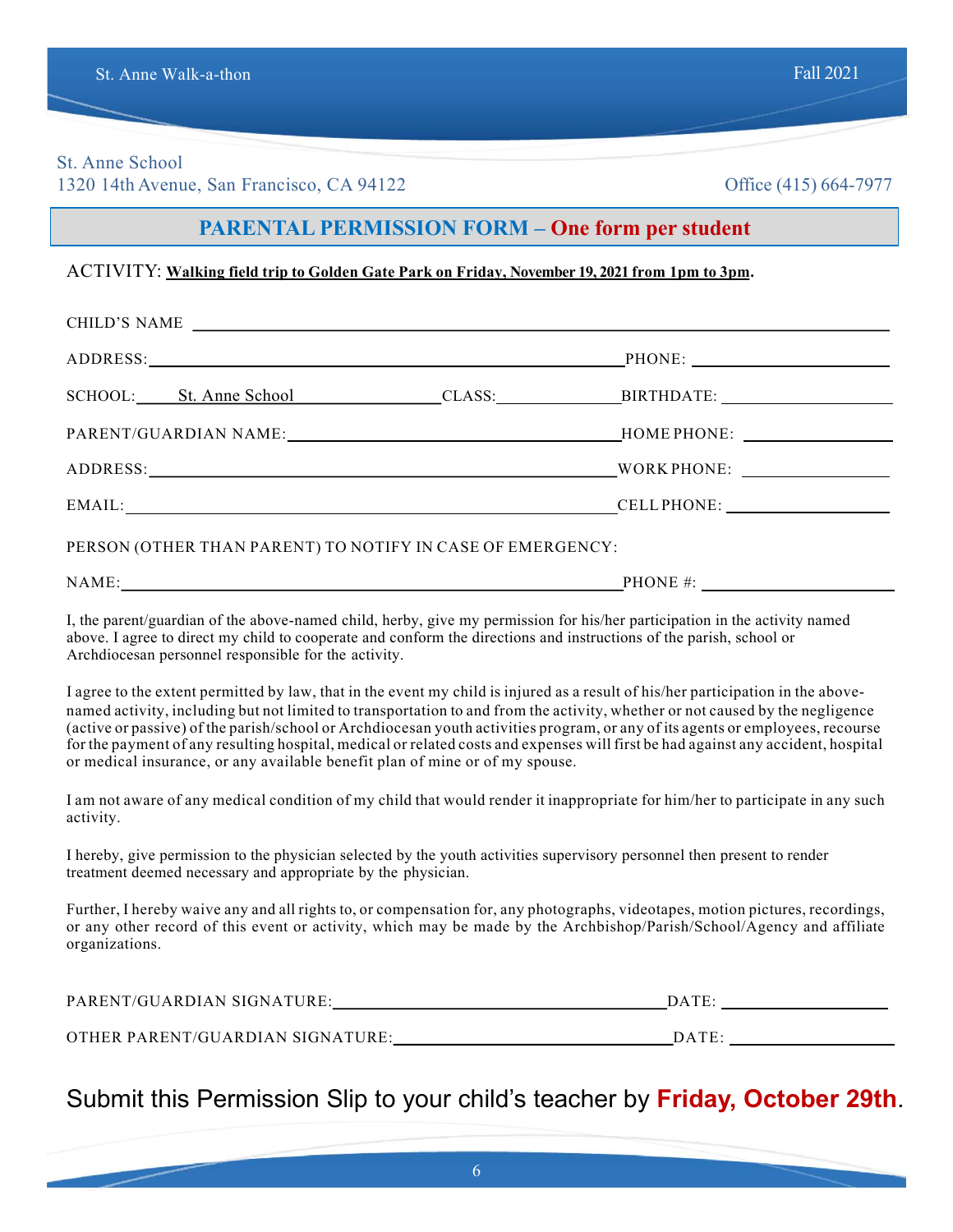St. Anne School
1320 14th Avenue, San Francisco, CA 94122 Office (415) 664-7977

## PARENTAL PERMISSION FORM – One form per student

ACTIVITY: **Walking field trip to Golden Gate Park on Friday, November 19, 2021 from 1pm to 3pm.**

CHILD'S NAME ______________________________

ADDRESS: ______________________________ PHONE: ______________

SCHOOL: St. Anne School CLASS: __________ BIRTHDATE: ______________

PARENT/GUARDIAN NAME: ______________________________ HOME PHONE: ______________

ADDRESS: ______________________________ WORK PHONE: ______________

EMAIL: ______________________________ CELL PHONE: ______________

PERSON (OTHER THAN PARENT) TO NOTIFY IN CASE OF EMERGENCY:

NAME: ______________________________ PHONE #: ______________

I, the parent/guardian of the above-named child, herby, give my permission for his/her participation in the activity named above. I agree to direct my child to cooperate and conform the directions and instructions of the parish, school or Archdiocesan personnel responsible for the activity.

I agree to the extent permitted by law, that in the event my child is injured as a result of his/her participation in the above-named activity, including but not limited to transportation to and from the activity, whether or not caused by the negligence (active or passive) of the parish/school or Archdiocesan youth activities program, or any of its agents or employees, recourse for the payment of any resulting hospital, medical or related costs and expenses will first be had against any accident, hospital or medical insurance, or any available benefit plan of mine or of my spouse.

I am not aware of any medical condition of my child that would render it inappropriate for him/her to participate in any such activity.

I hereby, give permission to the physician selected by the youth activities supervisory personnel then present to render treatment deemed necessary and appropriate by the physician.

Further, I hereby waive any and all rights to, or compensation for, any photographs, videotapes, motion pictures, recordings, or any other record of this event or activity, which may be made by the Archbishop/Parish/School/Agency and affiliate organizations.

PARENT/GUARDIAN SIGNATURE: ______________________________ DATE: ______________

OTHER PARENT/GUARDIAN SIGNATURE: ______________________________ DATE: ______________

Submit this Permission Slip to your child's teacher by **Friday, October 29th**.